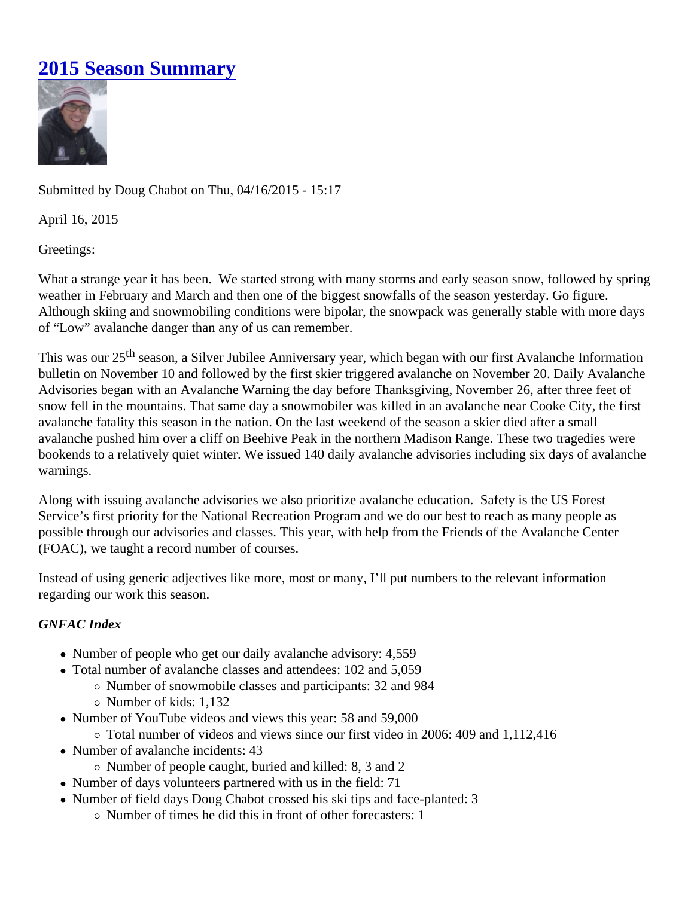# 2015 Season Summary

Submitted by Doug Chabot on Thu, 04/16/2015 - 15:17

April 16, 2015

Greetings:

What a strange year it has been. We started strong with many storms and early season snow, followed by spring weather in February and March and then one of the biggest snowfalls of the season yesterday. Go figure. Although skiing and snowmobiling conditions were bipolar, the snowpack was generally stable with more days of "Low" avalanche danger than any of us can remember.

This was our 25th season, a Silver Jubilee Anniversary year, which began with our first Avalanche Information bulletin on November 10 and followed by the first skier triggered avalanche on November 20. Daily Avalanche Advisories began with an Avalanche Warning the day before Thanksgiving, November 26, after three feet of snow fell in the mountains. That same day a snowmobiler was killed in an avalanche near Cooke City, the first avalanche fatality this season in the nation. On the last weekend of the season a skier died after a small avalanche pushed him over a cliff on Beehive Peak in the northern Madison Range. These two tragedies were bookends to a relatively quiet winter. We issued 140 daily avalanche advisories including six days of avalanche warnings.

Along with issuing avalanche advisories we also prioritize avalanche education. Safety is the US Forest Service's first priority for the National Recreation Program and we do our best to reach as many people as possible through our advisories and classes. This year, with help from the Friends of the Avalanche Center (FOAC), we taught a record number of courses.

Instead of using generic adjectives like more, most or many, I'll put numbers to the relevant information regarding our work this season.

*GNFAC Index*

- Number of people who get our daily avalanche advisory: 4,559
- Total number of avalanche classes and attendees: 102 and 5,059
  - Number of snowmobile classes and participants: 32 and 984
  - Number of kids: 1,132
- Number of YouTube videos and views this year: 58 and 59,000
  - Total number of videos and views since our first video in 2006: 409 and 1,112,416
- Number of avalanche incidents: 43
  - Number of people caught, buried and killed: 8, 3 and 2
- Number of days volunteers partnered with us in the field: 71
- Number of field days Doug Chabot crossed his ski tips and face-planted: 3
  - Number of times he did this in front of other forecasters: 1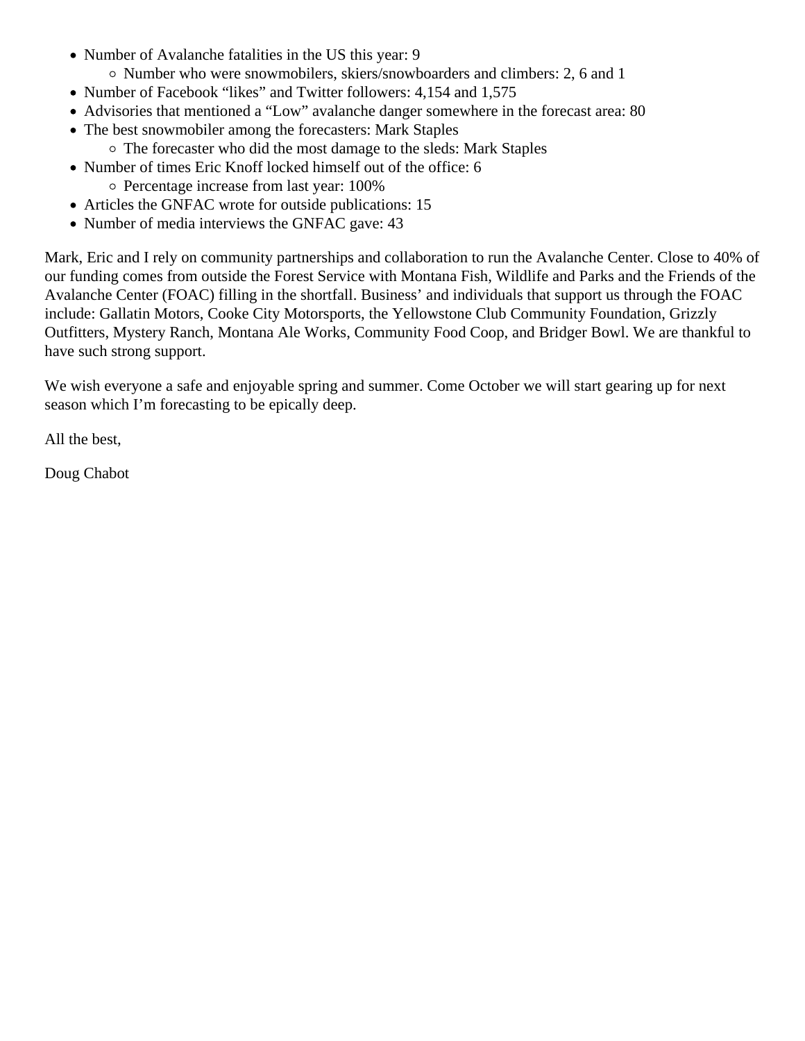- Number of Avalanche fatalities in the US this year: 9
  - Number who were snowmobilers, skiers/snowboarders and climbers: 2, 6 and 1
- Number of Facebook "likes" and Twitter followers: 4,154 and 1,575
- Advisories that mentioned a "Low" avalanche danger somewhere in the forecast area: 80
- The best snowmobiler among the forecasters: Mark Staples
  - The forecaster who did the most damage to the sleds: Mark Staples
- Number of times Eric Knoff locked himself out of the office: 6
  - Percentage increase from last year: 100%
- Articles the GNFAC wrote for outside publications: 15
- Number of media interviews the GNFAC gave: 43

Mark, Eric and I rely on community partnerships and collaboration to run the Avalanche Center. Close to 40% of our funding comes from outside the Forest Service with Montana Fish, Wildlife and Parks and the Friends of the Avalanche Center (FOAC) filling in the shortfall. Business' and individuals that support us through the FOAC include: Gallatin Motors, Cooke City Motorsports, the Yellowstone Club Community Foundation, Grizzly Outfitters, Mystery Ranch, Montana Ale Works, Community Food Coop, and Bridger Bowl. We are thankful to have such strong support.

We wish everyone a safe and enjoyable spring and summer. Come October we will start gearing up for next season which I'm forecasting to be epically deep.

All the best,

Doug Chabot